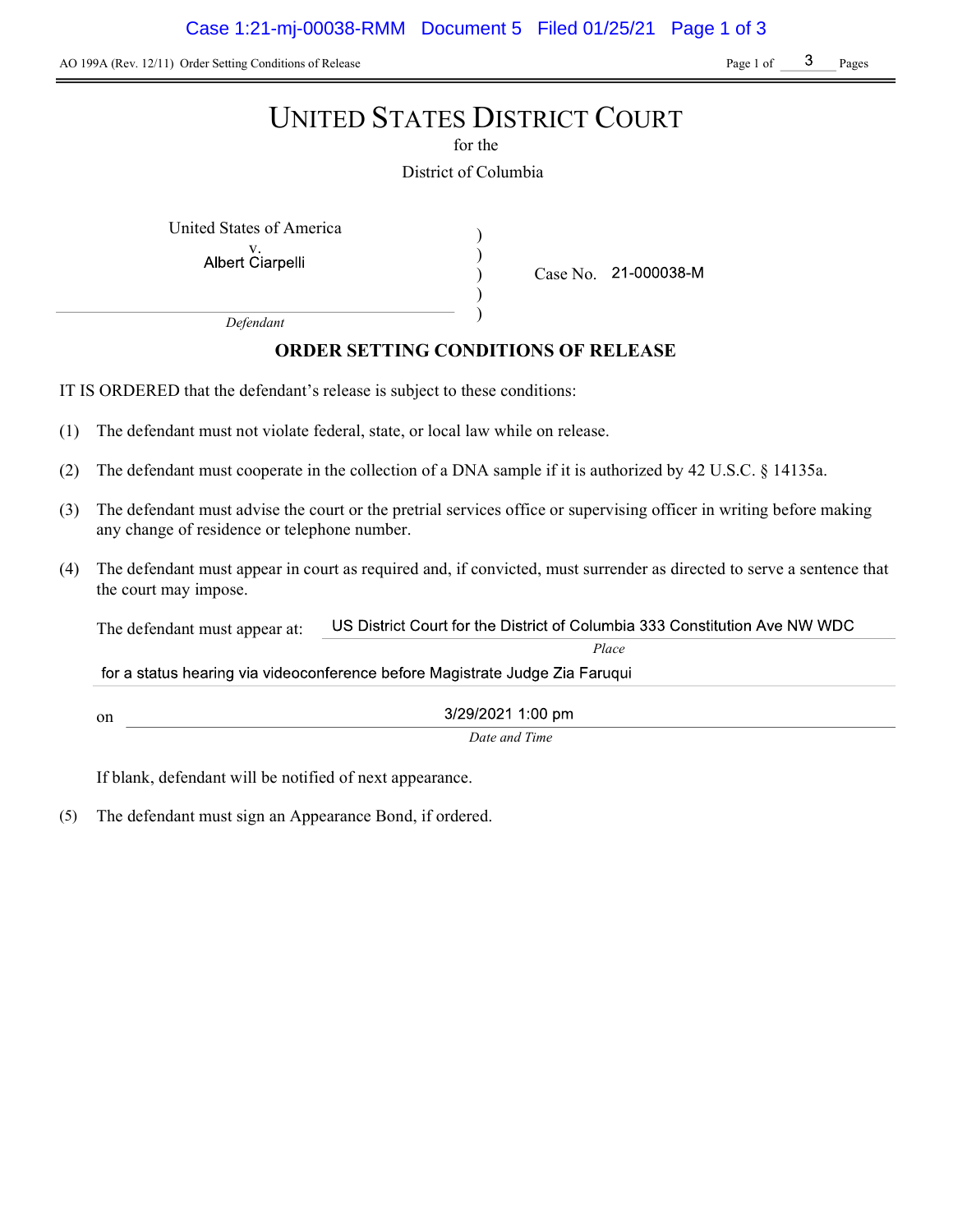AO 199A (Rev. 12/11) Order Setting Conditions of Release

# UNITED STATES DISTRICT COURT

for the

District of Columbia

United States of America
v.
Albert Ciarpelli

*Defendant*

Case No. 21-000038-M

## ORDER SETTING CONDITIONS OF RELEASE

IT IS ORDERED that the defendant's release is subject to these conditions:

(1) The defendant must not violate federal, state, or local law while on release.

(2) The defendant must cooperate in the collection of a DNA sample if it is authorized by 42 U.S.C. § 14135a.

(3) The defendant must advise the court or the pretrial services office or supervising officer in writing before making any change of residence or telephone number.

(4) The defendant must appear in court as required and, if convicted, must surrender as directed to serve a sentence that the court may impose.

The defendant must appear at: US District Court for the District of Columbia 333 Constitution Ave NW WDC
*Place*

for a status hearing via videoconference before Magistrate Judge Zia Faruqui

on 3/29/2021 1:00 pm
*Date and Time*

If blank, defendant will be notified of next appearance.

(5) The defendant must sign an Appearance Bond, if ordered.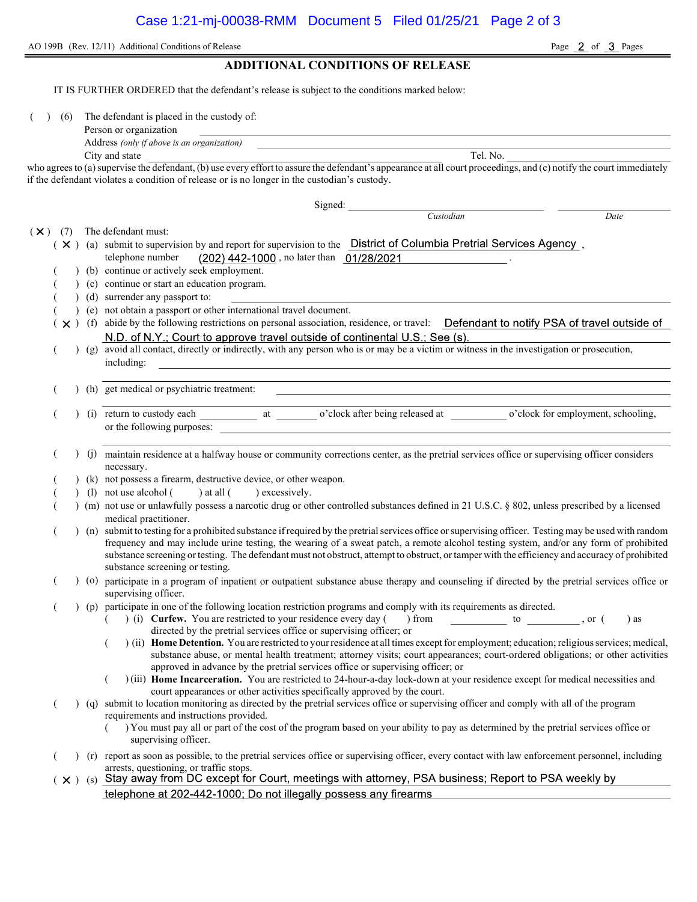AO 199B (Rev. 12/11) Additional Conditions of Release

## ADDITIONAL CONDITIONS OF RELEASE

IT IS FURTHER ORDERED that the defendant's release is subject to the conditions marked below:

( ) (6) The defendant is placed in the custody of:
Person or organization ______________________
Address *(only if above is an organization)* ______________________
City and state ______________________ Tel. No. ______________________

who agrees to (a) supervise the defendant, (b) use every effort to assure the defendant's appearance at all court proceedings, and (c) notify the court immediately if the defendant violates a condition of release or is no longer in the custodian's custody.

Signed: ______________________ ______________________
*Custodian* *Date*

( X ) (7) The defendant must:

( X ) (a) submit to supervision by and report for supervision to the District of Columbia Pretrial Services Agency, telephone number (202) 442-1000, no later than 01/28/2021.

( ) (b) continue or actively seek employment.

( ) (c) continue or start an education program.

( ) (d) surrender any passport to: ______________________

( ) (e) not obtain a passport or other international travel document.

( X ) (f) abide by the following restrictions on personal association, residence, or travel: Defendant to notify PSA of travel outside of N.D. of N.Y.; Court to approve travel outside of continental U.S.; See (s).

( ) (g) avoid all contact, directly or indirectly, with any person who is or may be a victim or witness in the investigation or prosecution, including: ______________________

( ) (h) get medical or psychiatric treatment: ______________________

( ) (i) return to custody each ________ at ________ o'clock after being released at ________ o'clock for employment, schooling, or the following purposes: ______________________

( ) (j) maintain residence at a halfway house or community corrections center, as the pretrial services office or supervising officer considers necessary.

( ) (k) not possess a firearm, destructive device, or other weapon.

( ) (l) not use alcohol ( ) at all ( ) excessively.

( ) (m) not use or unlawfully possess a narcotic drug or other controlled substances defined in 21 U.S.C. § 802, unless prescribed by a licensed medical practitioner.

( ) (n) submit to testing for a prohibited substance if required by the pretrial services office or supervising officer. Testing may be used with random frequency and may include urine testing, the wearing of a sweat patch, a remote alcohol testing system, and/or any form of prohibited substance screening or testing. The defendant must not obstruct, attempt to obstruct, or tamper with the efficiency and accuracy of prohibited substance screening or testing.

( ) (o) participate in a program of inpatient or outpatient substance abuse therapy and counseling if directed by the pretrial services office or supervising officer.

( ) (p) participate in one of the following location restriction programs and comply with its requirements as directed.

- ( ) (i) **Curfew.** You are restricted to your residence every day ( ) from ________ to ________, or ( ) as directed by the pretrial services office or supervising officer; or
- ( ) (ii) **Home Detention.** You are restricted to your residence at all times except for employment; education; religious services; medical, substance abuse, or mental health treatment; attorney visits; court appearances; court-ordered obligations; or other activities approved in advance by the pretrial services office or supervising officer; or
- ( ) (iii) **Home Incarceration.** You are restricted to 24-hour-a-day lock-down at your residence except for medical necessities and court appearances or other activities specifically approved by the court.

( ) (q) submit to location monitoring as directed by the pretrial services office or supervising officer and comply with all of the program requirements and instructions provided.

- ( ) You must pay all or part of the cost of the program based on your ability to pay as determined by the pretrial services office or supervising officer.

( ) (r) report as soon as possible, to the pretrial services office or supervising officer, every contact with law enforcement personnel, including arrests, questioning, or traffic stops.

( X ) (s) Stay away from DC except for Court, meetings with attorney, PSA business; Report to PSA weekly by telephone at 202-442-1000; Do not illegally possess any firearms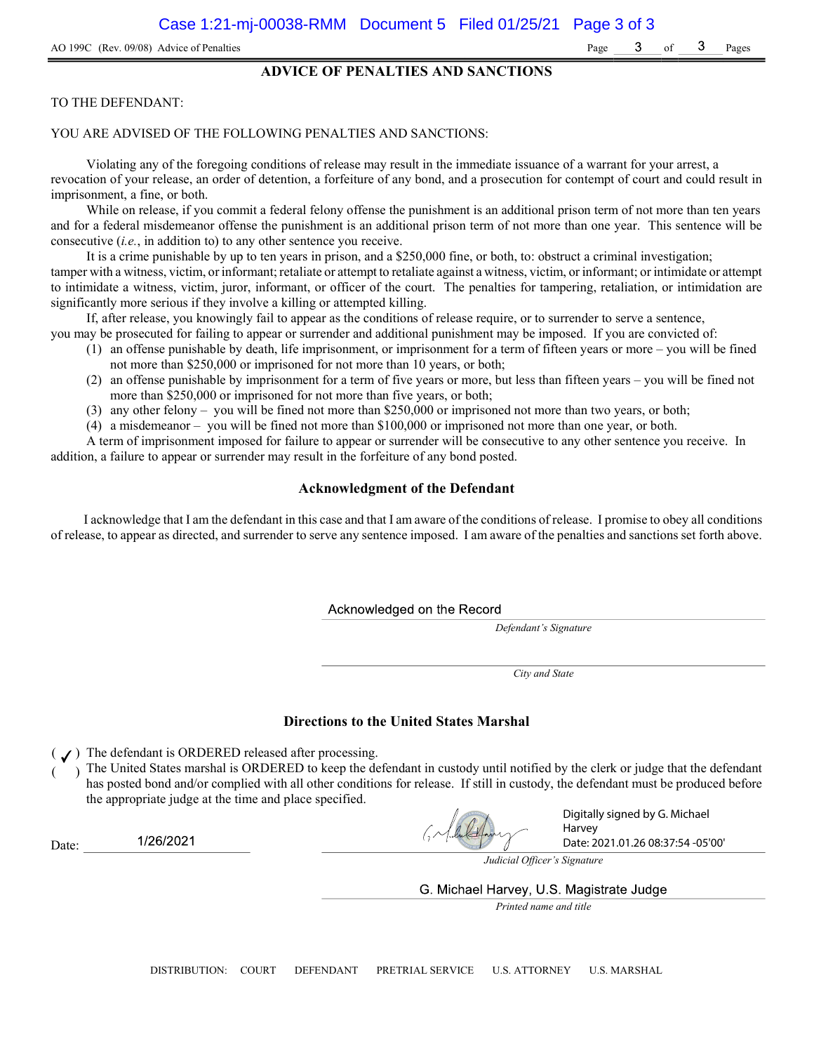AO 199C (Rev. 09/08) Advice of Penalties

## ADVICE OF PENALTIES AND SANCTIONS

TO THE DEFENDANT:

YOU ARE ADVISED OF THE FOLLOWING PENALTIES AND SANCTIONS:

Violating any of the foregoing conditions of release may result in the immediate issuance of a warrant for your arrest, a revocation of your release, an order of detention, a forfeiture of any bond, and a prosecution for contempt of court and could result in imprisonment, a fine, or both.

While on release, if you commit a federal felony offense the punishment is an additional prison term of not more than ten years and for a federal misdemeanor offense the punishment is an additional prison term of not more than one year. This sentence will be consecutive (*i.e.*, in addition to) to any other sentence you receive.

It is a crime punishable by up to ten years in prison, and a $250,000 fine, or both, to: obstruct a criminal investigation; tamper with a witness, victim, or informant; retaliate or attempt to retaliate against a witness, victim, or informant; or intimidate or attempt to intimidate a witness, victim, juror, informant, or officer of the court. The penalties for tampering, retaliation, or intimidation are significantly more serious if they involve a killing or attempted killing.

If, after release, you knowingly fail to appear as the conditions of release require, or to surrender to serve a sentence, you may be prosecuted for failing to appear or surrender and additional punishment may be imposed. If you are convicted of:

(1) an offense punishable by death, life imprisonment, or imprisonment for a term of fifteen years or more – you will be fined not more than $250,000 or imprisoned for not more than 10 years, or both;
(2) an offense punishable by imprisonment for a term of five years or more, but less than fifteen years – you will be fined not more than $250,000 or imprisoned for not more than five years, or both;
(3) any other felony – you will be fined not more than $250,000 or imprisoned not more than two years, or both;
(4) a misdemeanor – you will be fined not more than $100,000 or imprisoned not more than one year, or both.

A term of imprisonment imposed for failure to appear or surrender will be consecutive to any other sentence you receive. In addition, a failure to appear or surrender may result in the forfeiture of any bond posted.

### Acknowledgment of the Defendant

I acknowledge that I am the defendant in this case and that I am aware of the conditions of release. I promise to obey all conditions of release, to appear as directed, and surrender to serve any sentence imposed. I am aware of the penalties and sanctions set forth above.

Acknowledged on the Record
*Defendant's Signature*

*City and State*

### Directions to the United States Marshal

( ✓ ) The defendant is ORDERED released after processing.
(   ) The United States marshal is ORDERED to keep the defendant in custody until notified by the clerk or judge that the defendant has posted bond and/or complied with all other conditions for release. If still in custody, the defendant must be produced before the appropriate judge at the time and place specified.

Date: 1/26/2021

Digitally signed by G. Michael Harvey
Date: 2021.01.26 08:37:54 -05'00'
*Judicial Officer's Signature*

G. Michael Harvey, U.S. Magistrate Judge
*Printed name and title*

DISTRIBUTION: COURT DEFENDANT PRETRIAL SERVICE U.S. ATTORNEY U.S. MARSHAL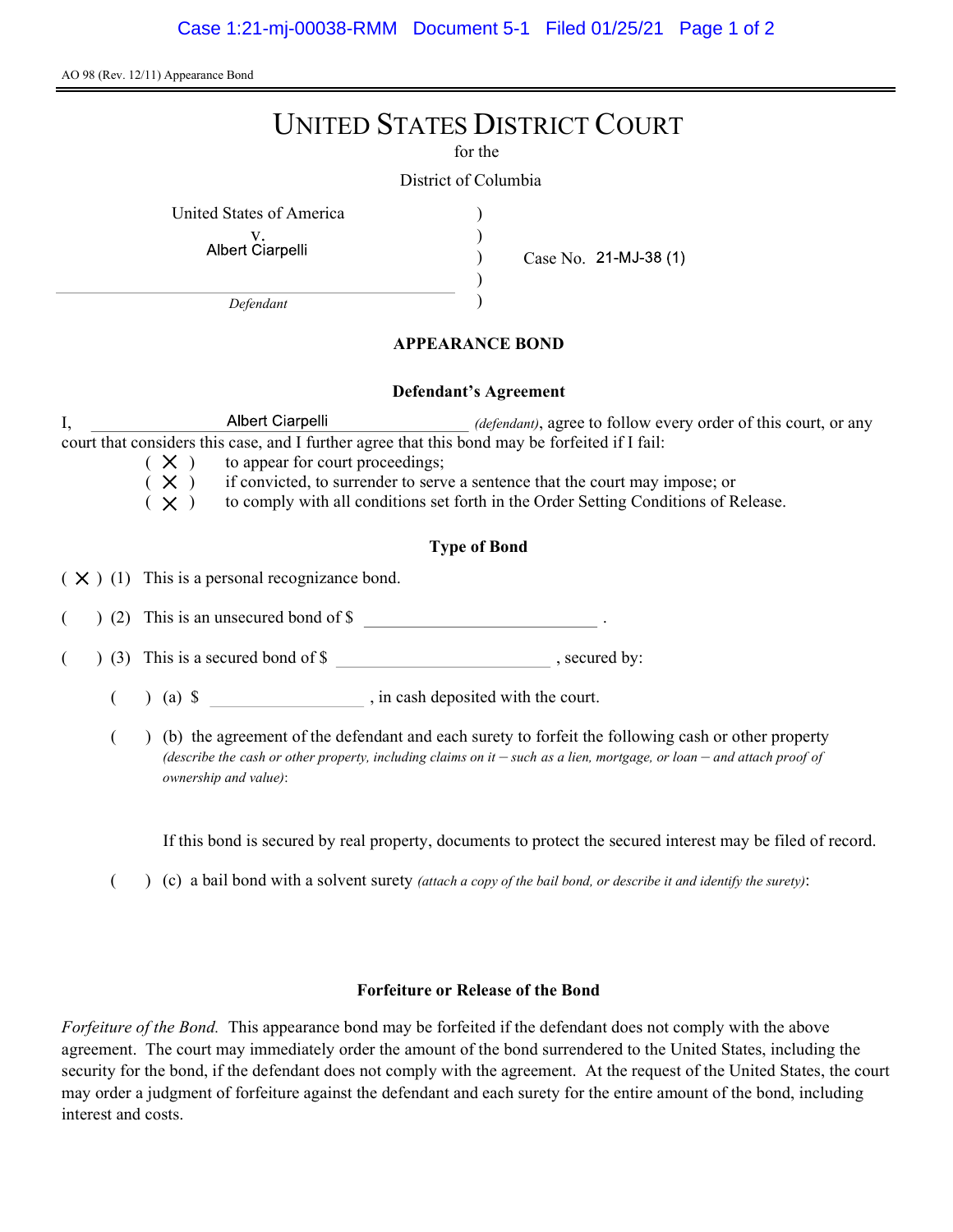AO 98 (Rev. 12/11) Appearance Bond

# UNITED STATES DISTRICT COURT

for the

District of Columbia

United States of America
v.
Albert Ciarpelli

*Defendant*

Case No. 21-MJ-38 (1)

## APPEARANCE BOND

### Defendant's Agreement

I, Albert Ciarpelli *(defendant)*, agree to follow every order of this court, or any court that considers this case, and I further agree that this bond may be forfeited if I fail:

( X ) to appear for court proceedings;
( X ) if convicted, to surrender to serve a sentence that the court may impose; or
( X ) to comply with all conditions set forth in the Order Setting Conditions of Release.

### Type of Bond

( X ) (1) This is a personal recognizance bond.

(   ) (2) This is an unsecured bond of $ ________________ .

(   ) (3) This is a secured bond of $ ________________ , secured by:

(   ) (a) $ ____________ , in cash deposited with the court.

(   ) (b) the agreement of the defendant and each surety to forfeit the following cash or other property *(describe the cash or other property, including claims on it – such as a lien, mortgage, or loan – and attach proof of ownership and value)*:

If this bond is secured by real property, documents to protect the secured interest may be filed of record.

(   ) (c) a bail bond with a solvent surety *(attach a copy of the bail bond, or describe it and identify the surety)*:

### Forfeiture or Release of the Bond

*Forfeiture of the Bond.* This appearance bond may be forfeited if the defendant does not comply with the above agreement. The court may immediately order the amount of the bond surrendered to the United States, including the security for the bond, if the defendant does not comply with the agreement. At the request of the United States, the court may order a judgment of forfeiture against the defendant and each surety for the entire amount of the bond, including interest and costs.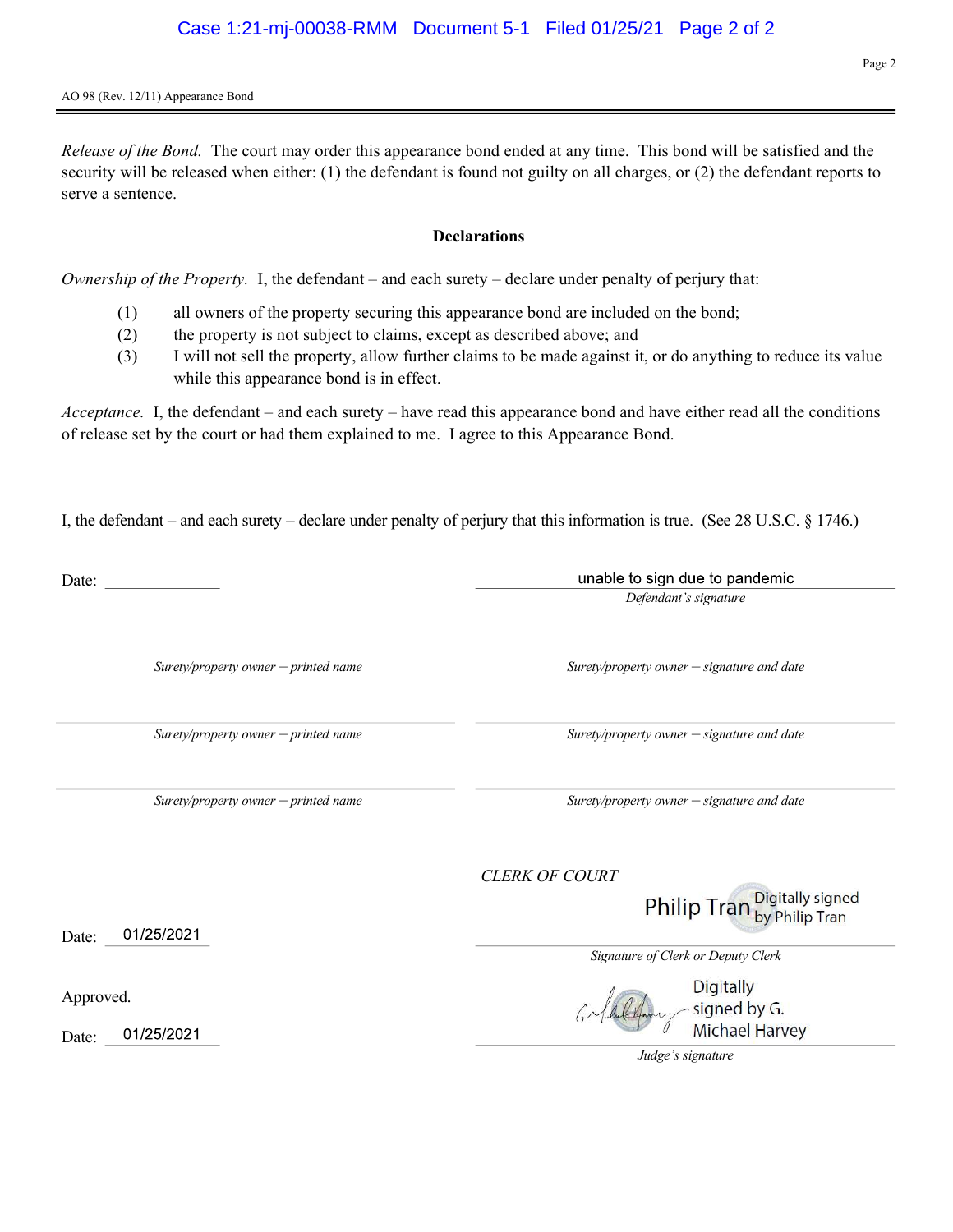AO 98 (Rev. 12/11) Appearance Bond

*Release of the Bond.* The court may order this appearance bond ended at any time. This bond will be satisfied and the security will be released when either: (1) the defendant is found not guilty on all charges, or (2) the defendant reports to serve a sentence.

**Declarations**

*Ownership of the Property.* I, the defendant – and each surety – declare under penalty of perjury that:

(1) all owners of the property securing this appearance bond are included on the bond;
(2) the property is not subject to claims, except as described above; and
(3) I will not sell the property, allow further claims to be made against it, or do anything to reduce its value while this appearance bond is in effect.

*Acceptance.* I, the defendant – and each surety – have read this appearance bond and have either read all the conditions of release set by the court or had them explained to me. I agree to this Appearance Bond.

I, the defendant – and each surety – declare under penalty of perjury that this information is true. (See 28 U.S.C. § 1746.)

Date: ______________

unable to sign due to pandemic
*Defendant's signature*

*Surety/property owner – printed name* | *Surety/property owner – signature and date*

*Surety/property owner – printed name* | *Surety/property owner – signature and date*

*Surety/property owner – printed name* | *Surety/property owner – signature and date*

CLERK OF COURT

Date: 01/25/2021

Philip Tran Digitally signed by Philip Tran
*Signature of Clerk or Deputy Clerk*

Approved.

Date: 01/25/2021

Digitally signed by G. Michael Harvey
*Judge's signature*